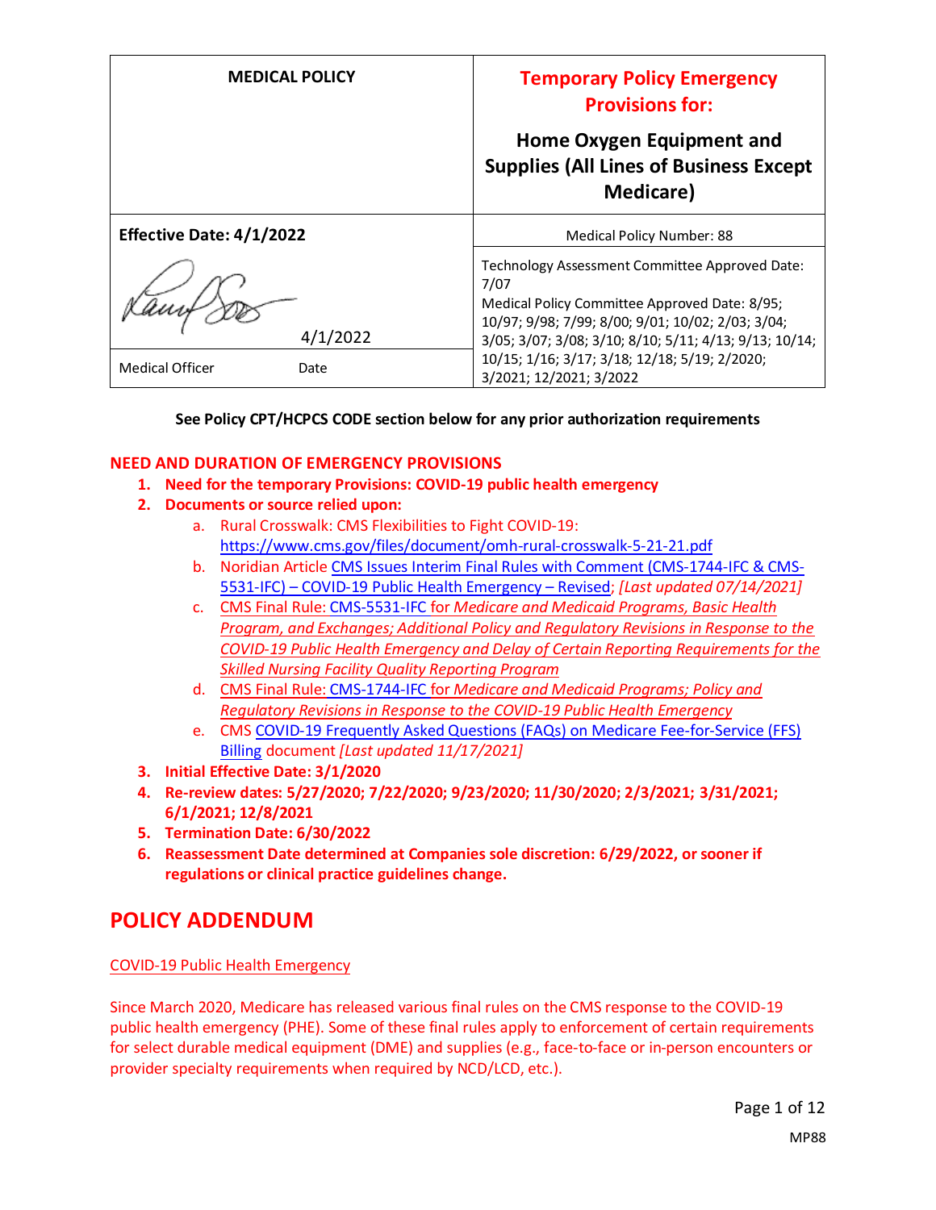| MEDICAL POLICY | Temporary Policy Emergency Provisions for: Home Oxygen Equipment and Supplies (All Lines of Business Except Medicare) |
|---|---|
| **Effective Date: 4/1/2022** | Medical Policy Number: 88 |
| 4/1/2022 | Technology Assessment Committee Approved Date: 7/07<br>Medical Policy Committee Approved Date: 8/95; 10/97; 9/98; 7/99; 8/00; 9/01; 10/02; 2/03; 3/04; 3/05; 3/07; 3/08; 3/10; 8/10; 5/11; 4/13; 9/13; 10/14; 10/15; 1/16; 3/17; 3/18; 12/18; 5/19; 2/2020; 3/2021; 12/2021; 3/2022 |
| Medical Officer Date | |

**See Policy CPT/HCPCS CODE section below for any prior authorization requirements**

**NEED AND DURATION OF EMERGENCY PROVISIONS**

1. **Need for the temporary Provisions: COVID-19 public health emergency**
2. **Documents or source relied upon:**
   a. Rural Crosswalk: CMS Flexibilities to Fight COVID-19: https://www.cms.gov/files/document/omh-rural-crosswalk-5-21-21.pdf
   b. Noridian Article CMS Issues Interim Final Rules with Comment (CMS-1744-IFC & CMS-5531-IFC) – COVID-19 Public Health Emergency – Revised; *[Last updated 07/14/2021]*
   c. CMS Final Rule: CMS-5531-IFC for *Medicare and Medicaid Programs, Basic Health Program, and Exchanges; Additional Policy and Regulatory Revisions in Response to the COVID-19 Public Health Emergency and Delay of Certain Reporting Requirements for the Skilled Nursing Facility Quality Reporting Program*
   d. CMS Final Rule: CMS-1744-IFC for *Medicare and Medicaid Programs; Policy and Regulatory Revisions in Response to the COVID-19 Public Health Emergency*
   e. CMS COVID-19 Frequently Asked Questions (FAQs) on Medicare Fee-for-Service (FFS) Billing document *[Last updated 11/17/2021]*
3. **Initial Effective Date: 3/1/2020**
4. **Re-review dates: 5/27/2020; 7/22/2020; 9/23/2020; 11/30/2020; 2/3/2021; 3/31/2021; 6/1/2021; 12/8/2021**
5. **Termination Date: 6/30/2022**
6. **Reassessment Date determined at Companies sole discretion: 6/29/2022, or sooner if regulations or clinical practice guidelines change.**

## POLICY ADDENDUM

COVID-19 Public Health Emergency

Since March 2020, Medicare has released various final rules on the CMS response to the COVID-19 public health emergency (PHE). Some of these final rules apply to enforcement of certain requirements for select durable medical equipment (DME) and supplies (e.g., face-to-face or in-person encounters or provider specialty requirements when required by NCD/LCD, etc.).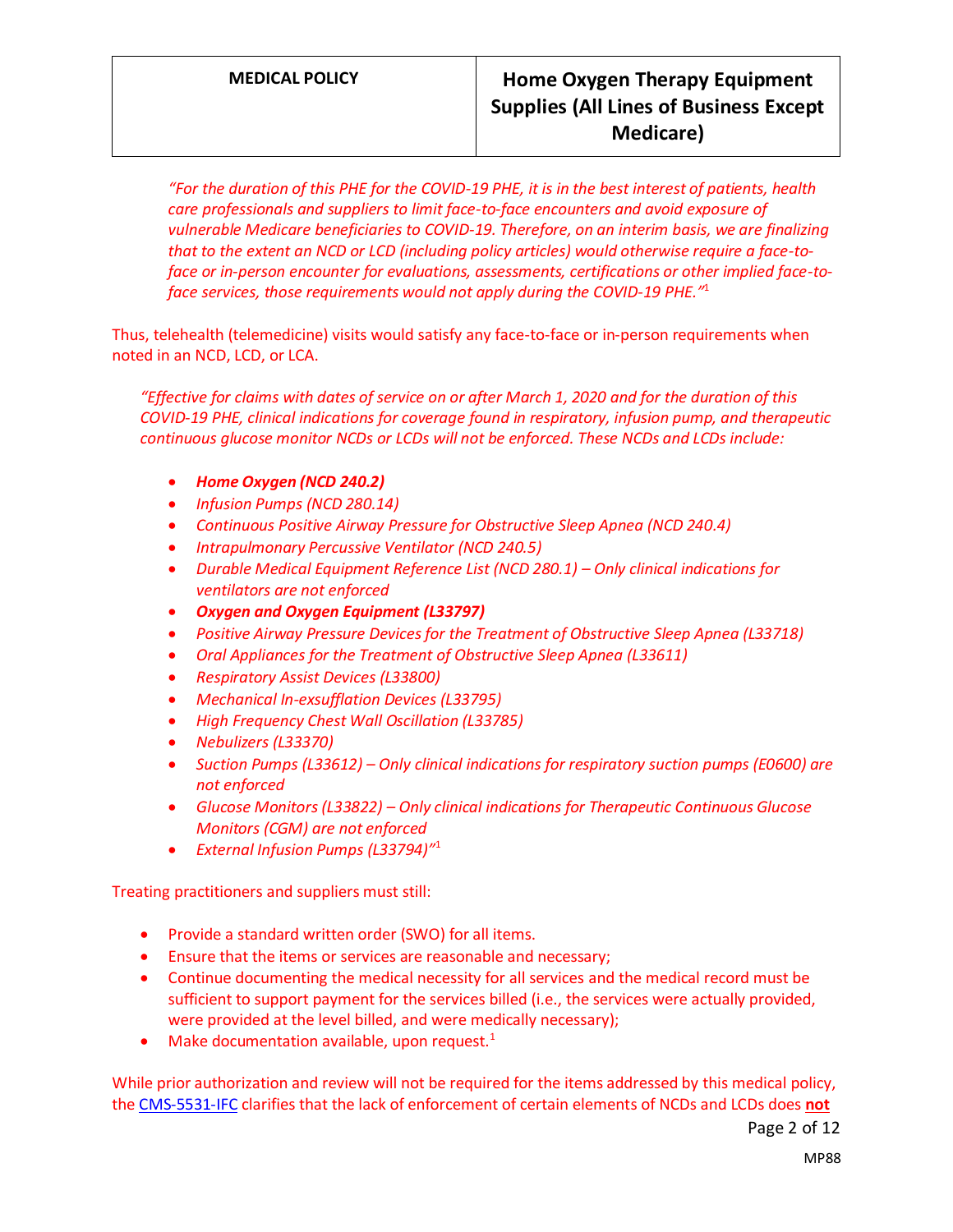*"For the duration of this PHE for the COVID-19 PHE, it is in the best interest of patients, health care professionals and suppliers to limit face-to-face encounters and avoid exposure of vulnerable Medicare beneficiaries to COVID-19. Therefore, on an interim basis, we are finalizing that to the extent an NCD or LCD (including policy articles) would otherwise require a face-to-face or in-person encounter for evaluations, assessments, certifications or other implied face-to-face services, those requirements would not apply during the COVID-19 PHE."*[1]

Thus, telehealth (telemedicine) visits would satisfy any face-to-face or in-person requirements when noted in an NCD, LCD, or LCA.

*"Effective for claims with dates of service on or after March 1, 2020 and for the duration of this COVID-19 PHE, clinical indications for coverage found in respiratory, infusion pump, and therapeutic continuous glucose monitor NCDs or LCDs will not be enforced. These NCDs and LCDs include:*

- ***Home Oxygen (NCD 240.2)***
- *Infusion Pumps (NCD 280.14)*
- *Continuous Positive Airway Pressure for Obstructive Sleep Apnea (NCD 240.4)*
- *Intrapulmonary Percussive Ventilator (NCD 240.5)*
- *Durable Medical Equipment Reference List (NCD 280.1) – Only clinical indications for ventilators are not enforced*
- ***Oxygen and Oxygen Equipment (L33797)***
- *Positive Airway Pressure Devices for the Treatment of Obstructive Sleep Apnea (L33718)*
- *Oral Appliances for the Treatment of Obstructive Sleep Apnea (L33611)*
- *Respiratory Assist Devices (L33800)*
- *Mechanical In-exsufflation Devices (L33795)*
- *High Frequency Chest Wall Oscillation (L33785)*
- *Nebulizers (L33370)*
- *Suction Pumps (L33612) – Only clinical indications for respiratory suction pumps (E0600) are not enforced*
- *Glucose Monitors (L33822) – Only clinical indications for Therapeutic Continuous Glucose Monitors (CGM) are not enforced*
- *External Infusion Pumps (L33794)"*[1]

Treating practitioners and suppliers must still:

- Provide a standard written order (SWO) for all items.
- Ensure that the items or services are reasonable and necessary;
- Continue documenting the medical necessity for all services and the medical record must be sufficient to support payment for the services billed (i.e., the services were actually provided, were provided at the level billed, and were medically necessary);
- Make documentation available, upon request.[1]

While prior authorization and review will not be required for the items addressed by this medical policy, the CMS-5531-IFC clarifies that the lack of enforcement of certain elements of NCDs and LCDs does **not**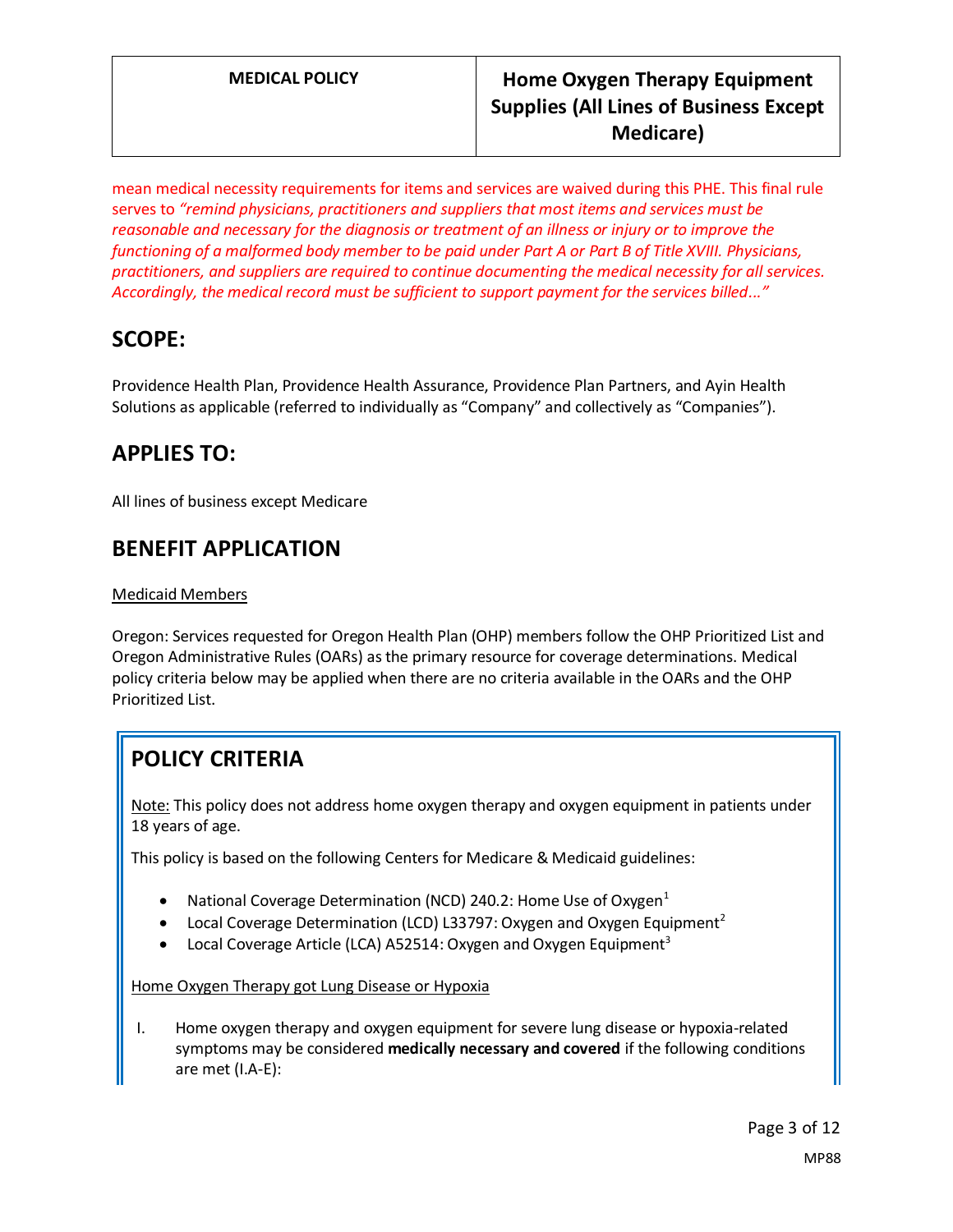mean medical necessity requirements for items and services are waived during this PHE. This final rule serves to *"remind physicians, practitioners and suppliers that most items and services must be reasonable and necessary for the diagnosis or treatment of an illness or injury or to improve the functioning of a malformed body member to be paid under Part A or Part B of Title XVIII. Physicians, practitioners, and suppliers are required to continue documenting the medical necessity for all services. Accordingly, the medical record must be sufficient to support payment for the services billed..."*

## SCOPE:

Providence Health Plan, Providence Health Assurance, Providence Plan Partners, and Ayin Health Solutions as applicable (referred to individually as "Company" and collectively as "Companies").

## APPLIES TO:

All lines of business except Medicare

## BENEFIT APPLICATION

Medicaid Members

Oregon: Services requested for Oregon Health Plan (OHP) members follow the OHP Prioritized List and Oregon Administrative Rules (OARs) as the primary resource for coverage determinations. Medical policy criteria below may be applied when there are no criteria available in the OARs and the OHP Prioritized List.

## POLICY CRITERIA

Note: This policy does not address home oxygen therapy and oxygen equipment in patients under 18 years of age.

This policy is based on the following Centers for Medicare & Medicaid guidelines:

- National Coverage Determination (NCD) 240.2: Home Use of Oxygen[1]
- Local Coverage Determination (LCD) L33797: Oxygen and Oxygen Equipment[2]
- Local Coverage Article (LCA) A52514: Oxygen and Oxygen Equipment[3]

Home Oxygen Therapy got Lung Disease or Hypoxia

I. Home oxygen therapy and oxygen equipment for severe lung disease or hypoxia-related symptoms may be considered **medically necessary and covered** if the following conditions are met (I.A-E):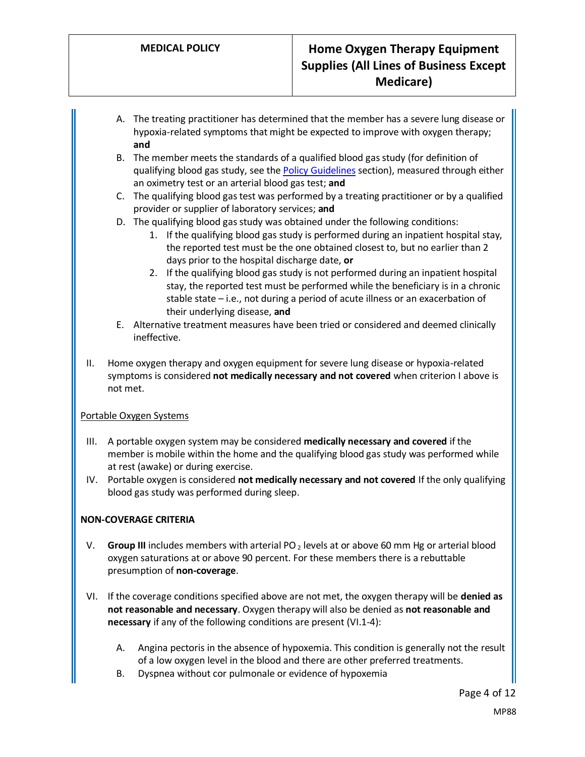A. The treating practitioner has determined that the member has a severe lung disease or hypoxia-related symptoms that might be expected to improve with oxygen therapy; **and**

B. The member meets the standards of a qualified blood gas study (for definition of qualifying blood gas study, see the [Policy Guidelines](#) section), measured through either an oximetry test or an arterial blood gas test; **and**

C. The qualifying blood gas test was performed by a treating practitioner or by a qualified provider or supplier of laboratory services; **and**

D. The qualifying blood gas study was obtained under the following conditions:

   1. If the qualifying blood gas study is performed during an inpatient hospital stay, the reported test must be the one obtained closest to, but no earlier than 2 days prior to the hospital discharge date, **or**
   2. If the qualifying blood gas study is not performed during an inpatient hospital stay, the reported test must be performed while the beneficiary is in a chronic stable state – i.e., not during a period of acute illness or an exacerbation of their underlying disease, **and**

E. Alternative treatment measures have been tried or considered and deemed clinically ineffective.

II. Home oxygen therapy and oxygen equipment for severe lung disease or hypoxia-related symptoms is considered **not medically necessary and not covered** when criterion I above is not met.

<u>Portable Oxygen Systems</u>

III. A portable oxygen system may be considered **medically necessary and covered** if the member is mobile within the home and the qualifying blood gas study was performed while at rest (awake) or during exercise.

IV. Portable oxygen is considered **not medically necessary and not covered** If the only qualifying blood gas study was performed during sleep.

**NON-COVERAGE CRITERIA**

V. **Group III** includes members with arterial $PO_2$ levels at or above 60 mm Hg or arterial blood oxygen saturations at or above 90 percent. For these members there is a rebuttable presumption of **non-coverage**.

VI. If the coverage conditions specified above are not met, the oxygen therapy will be **denied as not reasonable and necessary**. Oxygen therapy will also be denied as **not reasonable and necessary** if any of the following conditions are present (VI.1-4):

   A. Angina pectoris in the absence of hypoxemia. This condition is generally not the result of a low oxygen level in the blood and there are other preferred treatments.

   B. Dyspnea without cor pulmonale or evidence of hypoxemia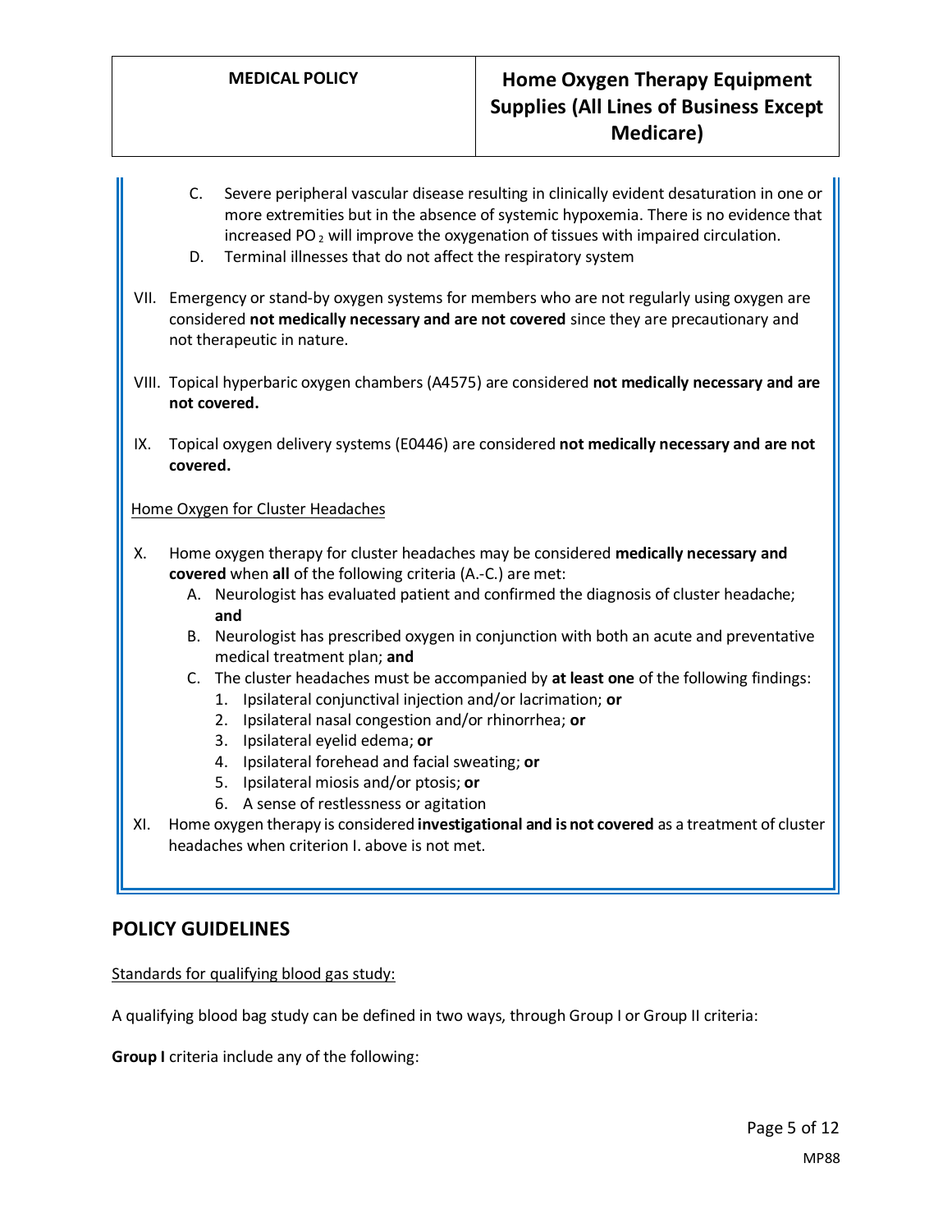C. Severe peripheral vascular disease resulting in clinically evident desaturation in one or more extremities but in the absence of systemic hypoxemia. There is no evidence that increased $PO_2$ will improve the oxygenation of tissues with impaired circulation.
D. Terminal illnesses that do not affect the respiratory system

VII. Emergency or stand-by oxygen systems for members who are not regularly using oxygen are considered **not medically necessary and are not covered** since they are precautionary and not therapeutic in nature.

VIII. Topical hyperbaric oxygen chambers (A4575) are considered **not medically necessary and are not covered.**

IX. Topical oxygen delivery systems (E0446) are considered **not medically necessary and are not covered.**

<u>Home Oxygen for Cluster Headaches</u>

X. Home oxygen therapy for cluster headaches may be considered **medically necessary and covered** when **all** of the following criteria (A.-C.) are met:
   A. Neurologist has evaluated patient and confirmed the diagnosis of cluster headache; **and**
   B. Neurologist has prescribed oxygen in conjunction with both an acute and preventative medical treatment plan; **and**
   C. The cluster headaches must be accompanied by **at least one** of the following findings:
      1. Ipsilateral conjunctival injection and/or lacrimation; **or**
      2. Ipsilateral nasal congestion and/or rhinorrhea; **or**
      3. Ipsilateral eyelid edema; **or**
      4. Ipsilateral forehead and facial sweating; **or**
      5. Ipsilateral miosis and/or ptosis; **or**
      6. A sense of restlessness or agitation

XI. Home oxygen therapy is considered **investigational and is not covered** as a treatment of cluster headaches when criterion I. above is not met.

## POLICY GUIDELINES

<u>Standards for qualifying blood gas study:</u>

A qualifying blood bag study can be defined in two ways, through Group I or Group II criteria:

**Group I** criteria include any of the following: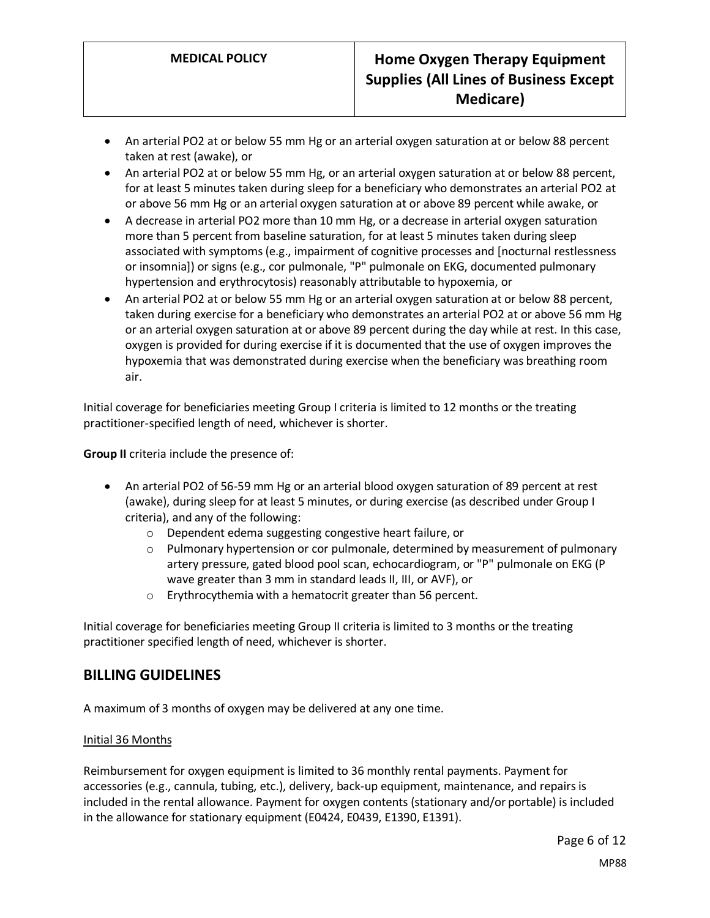- An arterial PO2 at or below 55 mm Hg or an arterial oxygen saturation at or below 88 percent taken at rest (awake), or
- An arterial PO2 at or below 55 mm Hg, or an arterial oxygen saturation at or below 88 percent, for at least 5 minutes taken during sleep for a beneficiary who demonstrates an arterial PO2 at or above 56 mm Hg or an arterial oxygen saturation at or above 89 percent while awake, or
- A decrease in arterial PO2 more than 10 mm Hg, or a decrease in arterial oxygen saturation more than 5 percent from baseline saturation, for at least 5 minutes taken during sleep associated with symptoms (e.g., impairment of cognitive processes and [nocturnal restlessness or insomnia]) or signs (e.g., cor pulmonale, "P" pulmonale on EKG, documented pulmonary hypertension and erythrocytosis) reasonably attributable to hypoxemia, or
- An arterial PO2 at or below 55 mm Hg or an arterial oxygen saturation at or below 88 percent, taken during exercise for a beneficiary who demonstrates an arterial PO2 at or above 56 mm Hg or an arterial oxygen saturation at or above 89 percent during the day while at rest. In this case, oxygen is provided for during exercise if it is documented that the use of oxygen improves the hypoxemia that was demonstrated during exercise when the beneficiary was breathing room air.

Initial coverage for beneficiaries meeting Group I criteria is limited to 12 months or the treating practitioner-specified length of need, whichever is shorter.

**Group II** criteria include the presence of:

- An arterial PO2 of 56-59 mm Hg or an arterial blood oxygen saturation of 89 percent at rest (awake), during sleep for at least 5 minutes, or during exercise (as described under Group I criteria), and any of the following:
  - Dependent edema suggesting congestive heart failure, or
  - Pulmonary hypertension or cor pulmonale, determined by measurement of pulmonary artery pressure, gated blood pool scan, echocardiogram, or "P" pulmonale on EKG (P wave greater than 3 mm in standard leads II, III, or AVF), or
  - Erythrocythemia with a hematocrit greater than 56 percent.

Initial coverage for beneficiaries meeting Group II criteria is limited to 3 months or the treating practitioner specified length of need, whichever is shorter.

## BILLING GUIDELINES

A maximum of 3 months of oxygen may be delivered at any one time.

Initial 36 Months

Reimbursement for oxygen equipment is limited to 36 monthly rental payments. Payment for accessories (e.g., cannula, tubing, etc.), delivery, back-up equipment, maintenance, and repairs is included in the rental allowance. Payment for oxygen contents (stationary and/or portable) is included in the allowance for stationary equipment (E0424, E0439, E1390, E1391).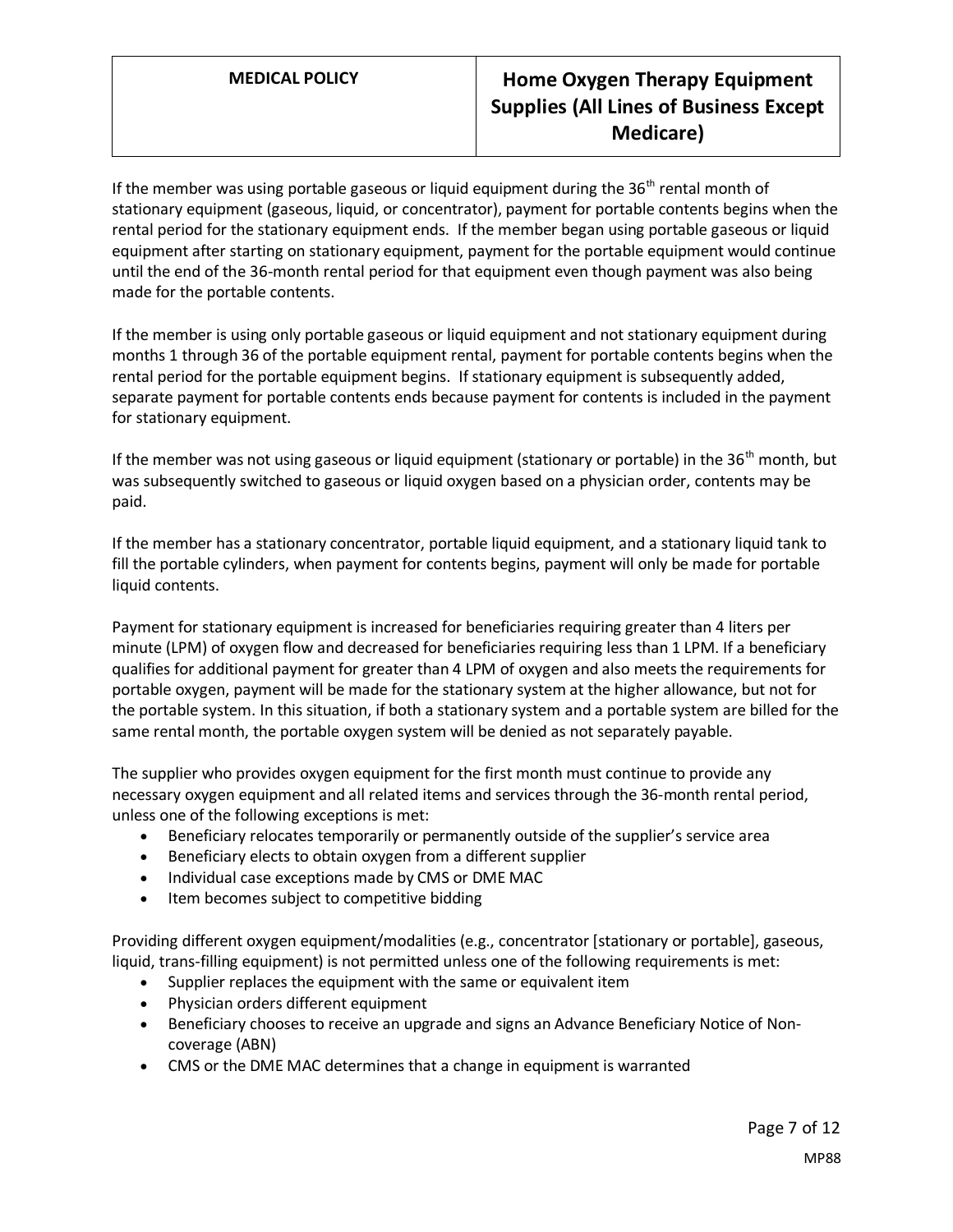If the member was using portable gaseous or liquid equipment during the 36th rental month of stationary equipment (gaseous, liquid, or concentrator), payment for portable contents begins when the rental period for the stationary equipment ends. If the member began using portable gaseous or liquid equipment after starting on stationary equipment, payment for the portable equipment would continue until the end of the 36-month rental period for that equipment even though payment was also being made for the portable contents.

If the member is using only portable gaseous or liquid equipment and not stationary equipment during months 1 through 36 of the portable equipment rental, payment for portable contents begins when the rental period for the portable equipment begins. If stationary equipment is subsequently added, separate payment for portable contents ends because payment for contents is included in the payment for stationary equipment.

If the member was not using gaseous or liquid equipment (stationary or portable) in the 36th month, but was subsequently switched to gaseous or liquid oxygen based on a physician order, contents may be paid.

If the member has a stationary concentrator, portable liquid equipment, and a stationary liquid tank to fill the portable cylinders, when payment for contents begins, payment will only be made for portable liquid contents.

Payment for stationary equipment is increased for beneficiaries requiring greater than 4 liters per minute (LPM) of oxygen flow and decreased for beneficiaries requiring less than 1 LPM. If a beneficiary qualifies for additional payment for greater than 4 LPM of oxygen and also meets the requirements for portable oxygen, payment will be made for the stationary system at the higher allowance, but not for the portable system. In this situation, if both a stationary system and a portable system are billed for the same rental month, the portable oxygen system will be denied as not separately payable.

The supplier who provides oxygen equipment for the first month must continue to provide any necessary oxygen equipment and all related items and services through the 36-month rental period, unless one of the following exceptions is met:

- Beneficiary relocates temporarily or permanently outside of the supplier's service area
- Beneficiary elects to obtain oxygen from a different supplier
- Individual case exceptions made by CMS or DME MAC
- Item becomes subject to competitive bidding

Providing different oxygen equipment/modalities (e.g., concentrator [stationary or portable], gaseous, liquid, trans-filling equipment) is not permitted unless one of the following requirements is met:

- Supplier replaces the equipment with the same or equivalent item
- Physician orders different equipment
- Beneficiary chooses to receive an upgrade and signs an Advance Beneficiary Notice of Non-coverage (ABN)
- CMS or the DME MAC determines that a change in equipment is warranted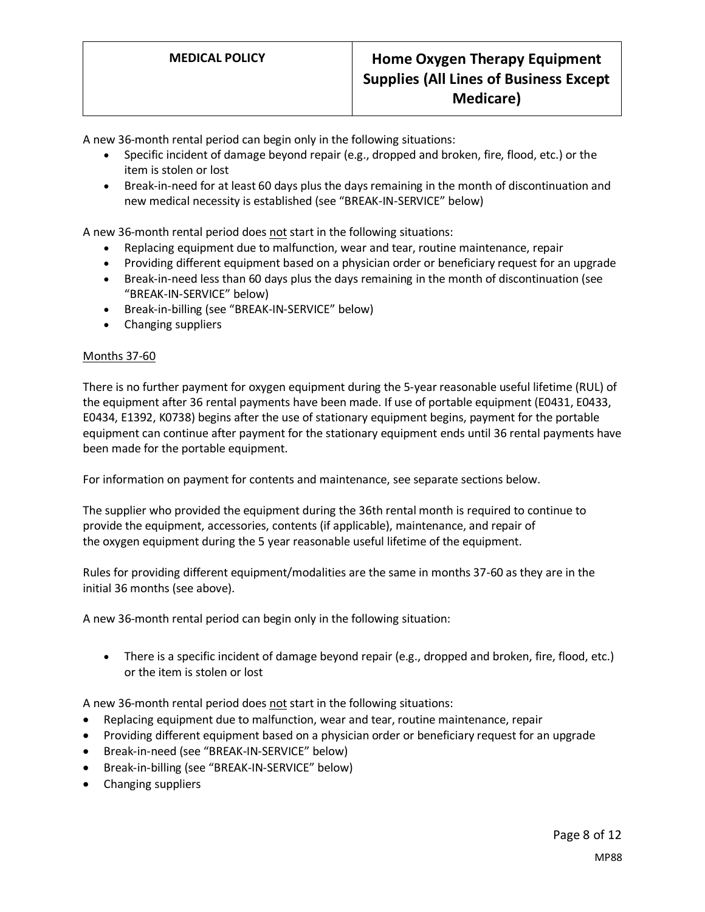A new 36-month rental period can begin only in the following situations:

- Specific incident of damage beyond repair (e.g., dropped and broken, fire, flood, etc.) or the item is stolen or lost
- Break-in-need for at least 60 days plus the days remaining in the month of discontinuation and new medical necessity is established (see "BREAK-IN-SERVICE" below)

A new 36-month rental period does not start in the following situations:

- Replacing equipment due to malfunction, wear and tear, routine maintenance, repair
- Providing different equipment based on a physician order or beneficiary request for an upgrade
- Break-in-need less than 60 days plus the days remaining in the month of discontinuation (see "BREAK-IN-SERVICE" below)
- Break-in-billing (see "BREAK-IN-SERVICE" below)
- Changing suppliers

Months 37-60

There is no further payment for oxygen equipment during the 5-year reasonable useful lifetime (RUL) of the equipment after 36 rental payments have been made. If use of portable equipment (E0431, E0433, E0434, E1392, K0738) begins after the use of stationary equipment begins, payment for the portable equipment can continue after payment for the stationary equipment ends until 36 rental payments have been made for the portable equipment.

For information on payment for contents and maintenance, see separate sections below.

The supplier who provided the equipment during the 36th rental month is required to continue to provide the equipment, accessories, contents (if applicable), maintenance, and repair of the oxygen equipment during the 5 year reasonable useful lifetime of the equipment.

Rules for providing different equipment/modalities are the same in months 37-60 as they are in the initial 36 months (see above).

A new 36-month rental period can begin only in the following situation:

- There is a specific incident of damage beyond repair (e.g., dropped and broken, fire, flood, etc.) or the item is stolen or lost

A new 36-month rental period does not start in the following situations:

- Replacing equipment due to malfunction, wear and tear, routine maintenance, repair
- Providing different equipment based on a physician order or beneficiary request for an upgrade
- Break-in-need (see "BREAK-IN-SERVICE" below)
- Break-in-billing (see "BREAK-IN-SERVICE" below)
- Changing suppliers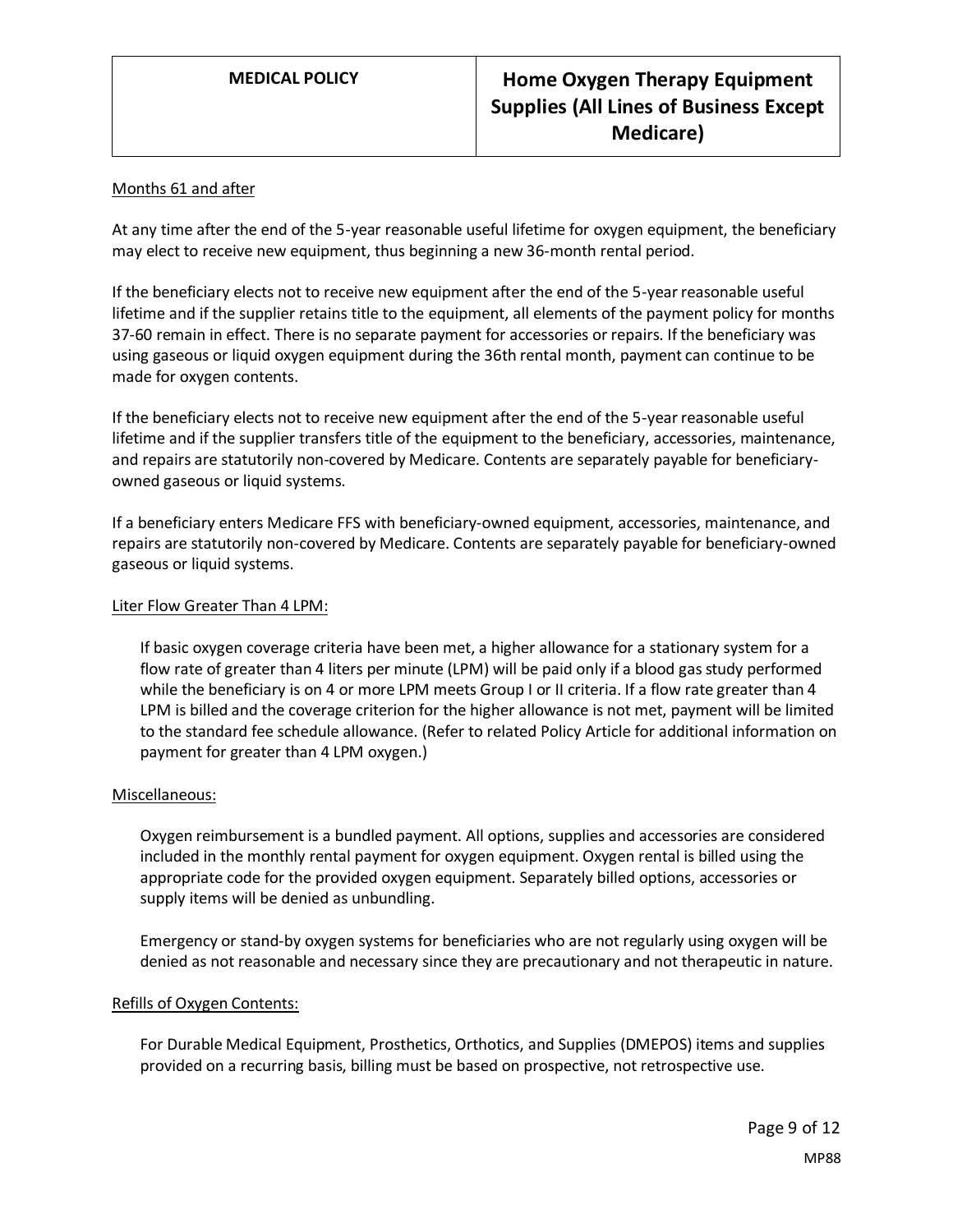Months 61 and after

At any time after the end of the 5-year reasonable useful lifetime for oxygen equipment, the beneficiary may elect to receive new equipment, thus beginning a new 36-month rental period.

If the beneficiary elects not to receive new equipment after the end of the 5-year reasonable useful lifetime and if the supplier retains title to the equipment, all elements of the payment policy for months 37-60 remain in effect. There is no separate payment for accessories or repairs. If the beneficiary was using gaseous or liquid oxygen equipment during the 36th rental month, payment can continue to be made for oxygen contents.

If the beneficiary elects not to receive new equipment after the end of the 5-year reasonable useful lifetime and if the supplier transfers title of the equipment to the beneficiary, accessories, maintenance, and repairs are statutorily non-covered by Medicare. Contents are separately payable for beneficiary-owned gaseous or liquid systems.

If a beneficiary enters Medicare FFS with beneficiary-owned equipment, accessories, maintenance, and repairs are statutorily non-covered by Medicare. Contents are separately payable for beneficiary-owned gaseous or liquid systems.

Liter Flow Greater Than 4 LPM:

> If basic oxygen coverage criteria have been met, a higher allowance for a stationary system for a flow rate of greater than 4 liters per minute (LPM) will be paid only if a blood gas study performed while the beneficiary is on 4 or more LPM meets Group I or II criteria. If a flow rate greater than 4 LPM is billed and the coverage criterion for the higher allowance is not met, payment will be limited to the standard fee schedule allowance. (Refer to related Policy Article for additional information on payment for greater than 4 LPM oxygen.)

Miscellaneous:

> Oxygen reimbursement is a bundled payment. All options, supplies and accessories are considered included in the monthly rental payment for oxygen equipment. Oxygen rental is billed using the appropriate code for the provided oxygen equipment. Separately billed options, accessories or supply items will be denied as unbundling.
>
> Emergency or stand-by oxygen systems for beneficiaries who are not regularly using oxygen will be denied as not reasonable and necessary since they are precautionary and not therapeutic in nature.

Refills of Oxygen Contents:

> For Durable Medical Equipment, Prosthetics, Orthotics, and Supplies (DMEPOS) items and supplies provided on a recurring basis, billing must be based on prospective, not retrospective use.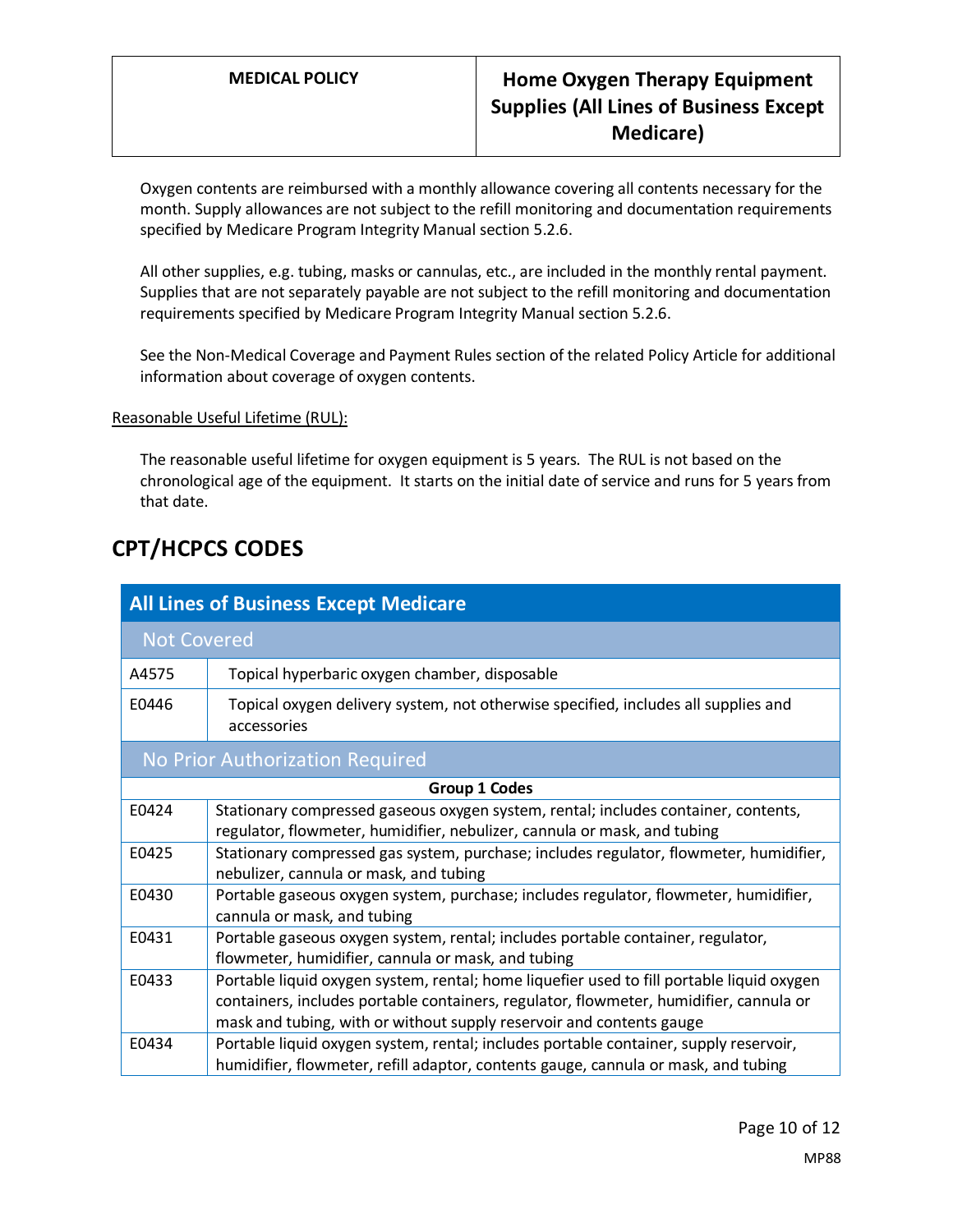Oxygen contents are reimbursed with a monthly allowance covering all contents necessary for the month. Supply allowances are not subject to the refill monitoring and documentation requirements specified by Medicare Program Integrity Manual section 5.2.6.

All other supplies, e.g. tubing, masks or cannulas, etc., are included in the monthly rental payment. Supplies that are not separately payable are not subject to the refill monitoring and documentation requirements specified by Medicare Program Integrity Manual section 5.2.6.

See the Non-Medical Coverage and Payment Rules section of the related Policy Article for additional information about coverage of oxygen contents.

Reasonable Useful Lifetime (RUL):

The reasonable useful lifetime for oxygen equipment is 5 years. The RUL is not based on the chronological age of the equipment. It starts on the initial date of service and runs for 5 years from that date.

## CPT/HCPCS CODES

| All Lines of Business Except Medicare | |
|---|---|
| **Not Covered** | |
| A4575 | Topical hyperbaric oxygen chamber, disposable |
| E0446 | Topical oxygen delivery system, not otherwise specified, includes all supplies and accessories |
| **No Prior Authorization Required** | |
| **Group 1 Codes** | |
| E0424 | Stationary compressed gaseous oxygen system, rental; includes container, contents, regulator, flowmeter, humidifier, nebulizer, cannula or mask, and tubing |
| E0425 | Stationary compressed gas system, purchase; includes regulator, flowmeter, humidifier, nebulizer, cannula or mask, and tubing |
| E0430 | Portable gaseous oxygen system, purchase; includes regulator, flowmeter, humidifier, cannula or mask, and tubing |
| E0431 | Portable gaseous oxygen system, rental; includes portable container, regulator, flowmeter, humidifier, cannula or mask, and tubing |
| E0433 | Portable liquid oxygen system, rental; home liquefier used to fill portable liquid oxygen containers, includes portable containers, regulator, flowmeter, humidifier, cannula or mask and tubing, with or without supply reservoir and contents gauge |
| E0434 | Portable liquid oxygen system, rental; includes portable container, supply reservoir, humidifier, flowmeter, refill adaptor, contents gauge, cannula or mask, and tubing |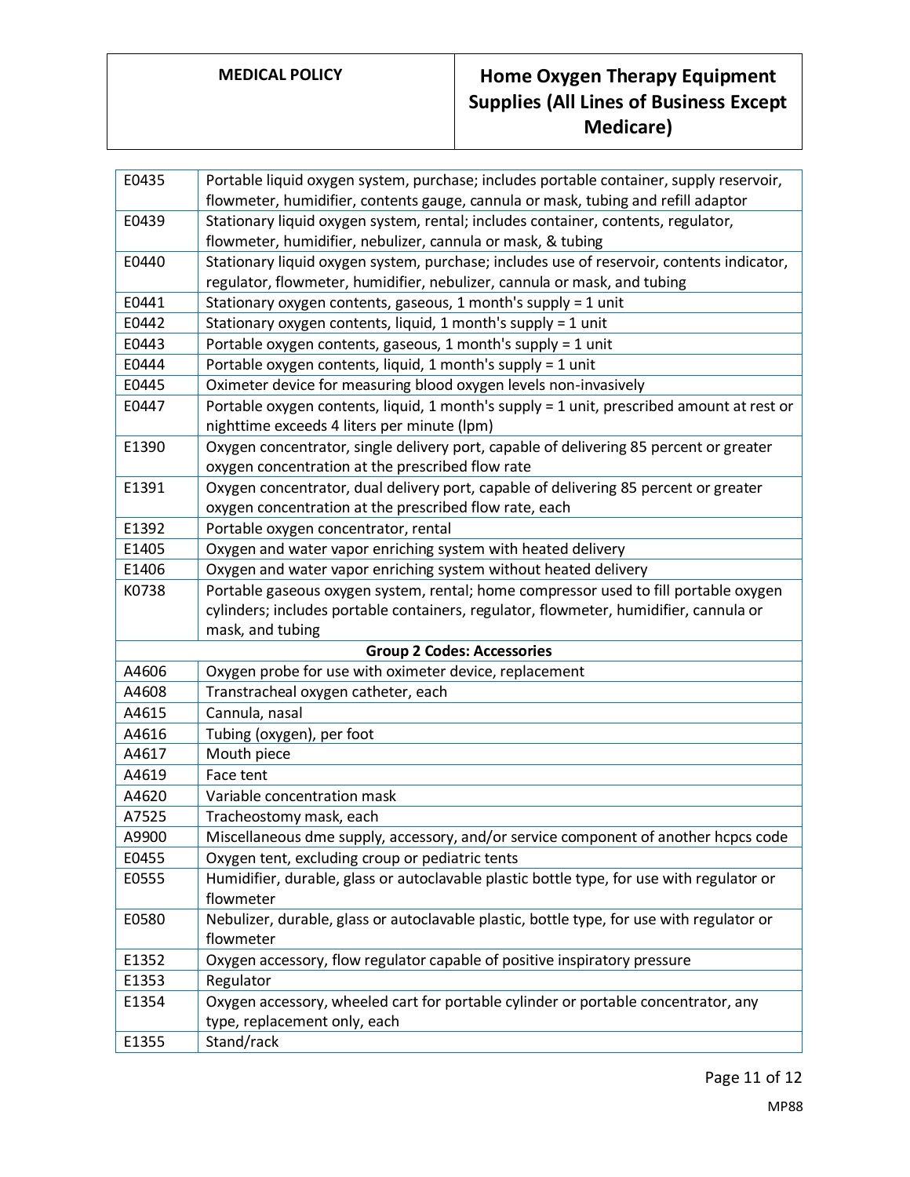| | |
|---|---|
| E0435 | Portable liquid oxygen system, purchase; includes portable container, supply reservoir, flowmeter, humidifier, contents gauge, cannula or mask, tubing and refill adaptor |
| E0439 | Stationary liquid oxygen system, rental; includes container, contents, regulator, flowmeter, humidifier, nebulizer, cannula or mask, & tubing |
| E0440 | Stationary liquid oxygen system, purchase; includes use of reservoir, contents indicator, regulator, flowmeter, humidifier, nebulizer, cannula or mask, and tubing |
| E0441 | Stationary oxygen contents, gaseous, 1 month's supply = 1 unit |
| E0442 | Stationary oxygen contents, liquid, 1 month's supply = 1 unit |
| E0443 | Portable oxygen contents, gaseous, 1 month's supply = 1 unit |
| E0444 | Portable oxygen contents, liquid, 1 month's supply = 1 unit |
| E0445 | Oximeter device for measuring blood oxygen levels non-invasively |
| E0447 | Portable oxygen contents, liquid, 1 month's supply = 1 unit, prescribed amount at rest or nighttime exceeds 4 liters per minute (lpm) |
| E1390 | Oxygen concentrator, single delivery port, capable of delivering 85 percent or greater oxygen concentration at the prescribed flow rate |
| E1391 | Oxygen concentrator, dual delivery port, capable of delivering 85 percent or greater oxygen concentration at the prescribed flow rate, each |
| E1392 | Portable oxygen concentrator, rental |
| E1405 | Oxygen and water vapor enriching system with heated delivery |
| E1406 | Oxygen and water vapor enriching system without heated delivery |
| K0738 | Portable gaseous oxygen system, rental; home compressor used to fill portable oxygen cylinders; includes portable containers, regulator, flowmeter, humidifier, cannula or mask, and tubing |
| **Group 2 Codes: Accessories** | |
| A4606 | Oxygen probe for use with oximeter device, replacement |
| A4608 | Transtracheal oxygen catheter, each |
| A4615 | Cannula, nasal |
| A4616 | Tubing (oxygen), per foot |
| A4617 | Mouth piece |
| A4619 | Face tent |
| A4620 | Variable concentration mask |
| A7525 | Tracheostomy mask, each |
| A9900 | Miscellaneous dme supply, accessory, and/or service component of another hcpcs code |
| E0455 | Oxygen tent, excluding croup or pediatric tents |
| E0555 | Humidifier, durable, glass or autoclavable plastic bottle type, for use with regulator or flowmeter |
| E0580 | Nebulizer, durable, glass or autoclavable plastic, bottle type, for use with regulator or flowmeter |
| E1352 | Oxygen accessory, flow regulator capable of positive inspiratory pressure |
| E1353 | Regulator |
| E1354 | Oxygen accessory, wheeled cart for portable cylinder or portable concentrator, any type, replacement only, each |
| E1355 | Stand/rack |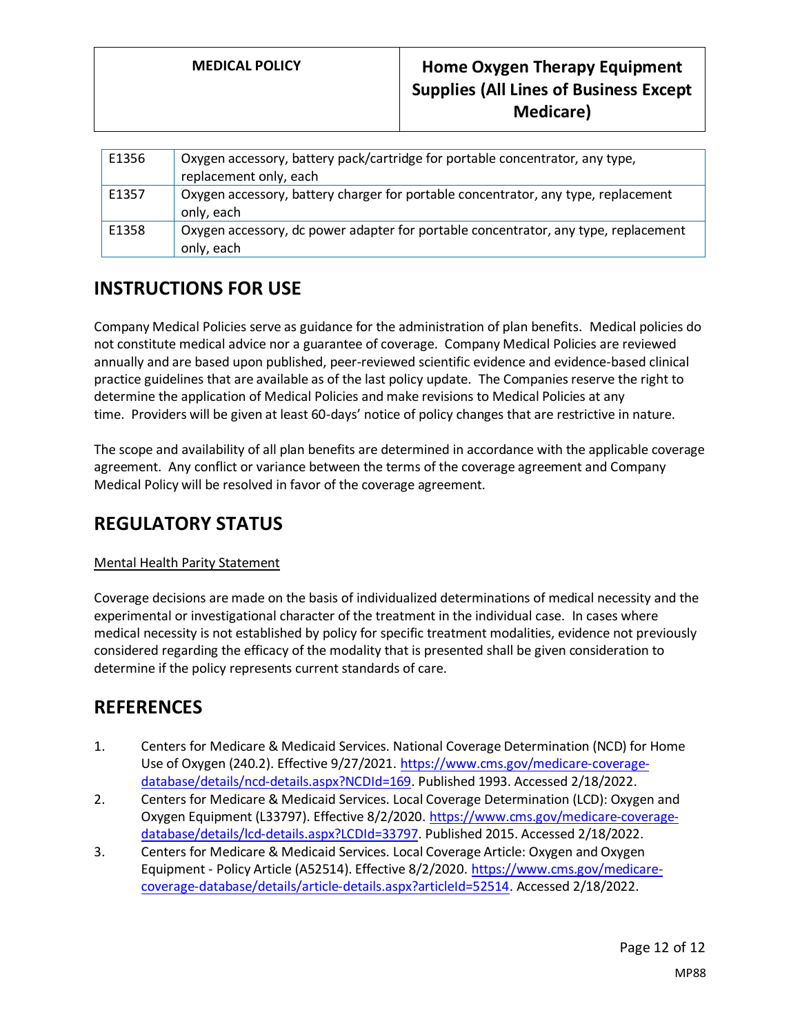| | |
|---|---|
| E1356 | Oxygen accessory, battery pack/cartridge for portable concentrator, any type, replacement only, each |
| E1357 | Oxygen accessory, battery charger for portable concentrator, any type, replacement only, each |
| E1358 | Oxygen accessory, dc power adapter for portable concentrator, any type, replacement only, each |

## INSTRUCTIONS FOR USE

Company Medical Policies serve as guidance for the administration of plan benefits. Medical policies do not constitute medical advice nor a guarantee of coverage. Company Medical Policies are reviewed annually and are based upon published, peer-reviewed scientific evidence and evidence-based clinical practice guidelines that are available as of the last policy update. The Companies reserve the right to determine the application of Medical Policies and make revisions to Medical Policies at any time. Providers will be given at least 60-days' notice of policy changes that are restrictive in nature.

The scope and availability of all plan benefits are determined in accordance with the applicable coverage agreement. Any conflict or variance between the terms of the coverage agreement and Company Medical Policy will be resolved in favor of the coverage agreement.

## REGULATORY STATUS

Mental Health Parity Statement

Coverage decisions are made on the basis of individualized determinations of medical necessity and the experimental or investigational character of the treatment in the individual case. In cases where medical necessity is not established by policy for specific treatment modalities, evidence not previously considered regarding the efficacy of the modality that is presented shall be given consideration to determine if the policy represents current standards of care.

## REFERENCES

1. Centers for Medicare & Medicaid Services. National Coverage Determination (NCD) for Home Use of Oxygen (240.2). Effective 9/27/2021. https://www.cms.gov/medicare-coverage-database/details/ncd-details.aspx?NCDId=169. Published 1993. Accessed 2/18/2022.
2. Centers for Medicare & Medicaid Services. Local Coverage Determination (LCD): Oxygen and Oxygen Equipment (L33797). Effective 8/2/2020. https://www.cms.gov/medicare-coverage-database/details/lcd-details.aspx?LCDId=33797. Published 2015. Accessed 2/18/2022.
3. Centers for Medicare & Medicaid Services. Local Coverage Article: Oxygen and Oxygen Equipment - Policy Article (A52514). Effective 8/2/2020. https://www.cms.gov/medicare-coverage-database/details/article-details.aspx?articleId=52514. Accessed 2/18/2022.